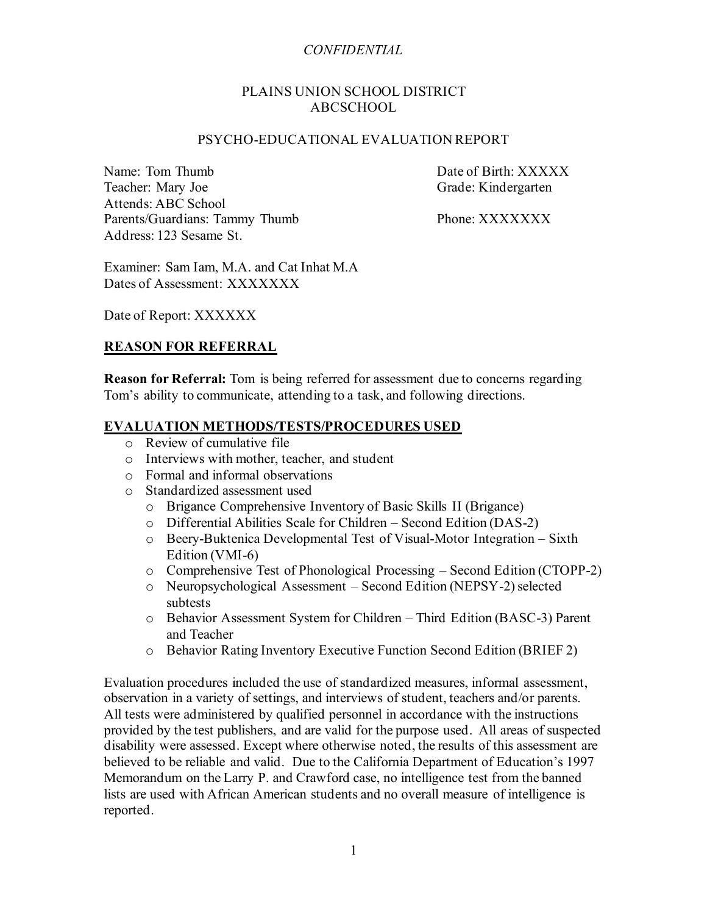*CONFIDENTIAL*

PLAINS UNION SCHOOL DISTRICT
ABCSCHOOL

PSYCHO-EDUCATIONAL EVALUATION REPORT

Name: Tom Thumb
Date of Birth: XXXXX
Teacher: Mary Joe
Grade: Kindergarten
Attends: ABC School
Parents/Guardians: Tammy Thumb
Phone: XXXXXXX
Address: 123 Sesame St.

Examiner: Sam Iam, M.A. and Cat Inhat M.A
Dates of Assessment: XXXXXXX

Date of Report: XXXXXX

## REASON FOR REFERRAL

**Reason for Referral:** Tom is being referred for assessment due to concerns regarding Tom's ability to communicate, attending to a task, and following directions.

## EVALUATION METHODS/TESTS/PROCEDURES USED

- Review of cumulative file
- Interviews with mother, teacher, and student
- Formal and informal observations
- Standardized assessment used
  - Brigance Comprehensive Inventory of Basic Skills II (Brigance)
  - Differential Abilities Scale for Children – Second Edition (DAS-2)
  - Beery-Buktenica Developmental Test of Visual-Motor Integration – Sixth Edition (VMI-6)
  - Comprehensive Test of Phonological Processing – Second Edition (CTOPP-2)
  - Neuropsychological Assessment – Second Edition (NEPSY-2) selected subtests
  - Behavior Assessment System for Children – Third Edition (BASC-3) Parent and Teacher
  - Behavior Rating Inventory Executive Function Second Edition (BRIEF 2)

Evaluation procedures included the use of standardized measures, informal assessment, observation in a variety of settings, and interviews of student, teachers and/or parents. All tests were administered by qualified personnel in accordance with the instructions provided by the test publishers, and are valid for the purpose used. All areas of suspected disability were assessed. Except where otherwise noted, the results of this assessment are believed to be reliable and valid. Due to the California Department of Education's 1997 Memorandum on the Larry P. and Crawford case, no intelligence test from the banned lists are used with African American students and no overall measure of intelligence is reported.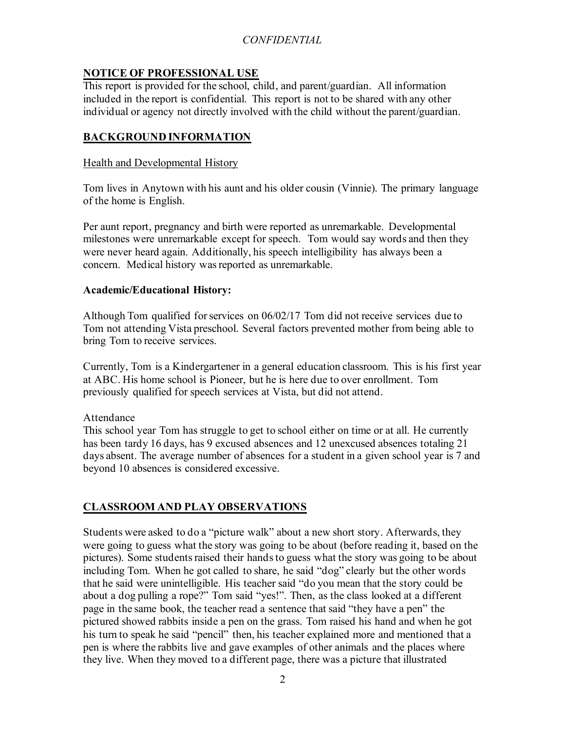*CONFIDENTIAL*

## NOTICE OF PROFESSIONAL USE

This report is provided for the school, child, and parent/guardian. All information included in the report is confidential. This report is not to be shared with any other individual or agency not directly involved with the child without the parent/guardian.

## BACKGROUND INFORMATION

Health and Developmental History

Tom lives in Anytown with his aunt and his older cousin (Vinnie). The primary language of the home is English.

Per aunt report, pregnancy and birth were reported as unremarkable. Developmental milestones were unremarkable except for speech. Tom would say words and then they were never heard again. Additionally, his speech intelligibility has always been a concern. Medical history was reported as unremarkable.

**Academic/Educational History:**

Although Tom qualified for services on 06/02/17 Tom did not receive services due to Tom not attending Vista preschool. Several factors prevented mother from being able to bring Tom to receive services.

Currently, Tom is a Kindergartener in a general education classroom. This is his first year at ABC. His home school is Pioneer, but he is here due to over enrollment. Tom previously qualified for speech services at Vista, but did not attend.

Attendance

This school year Tom has struggle to get to school either on time or at all. He currently has been tardy 16 days, has 9 excused absences and 12 unexcused absences totaling 21 days absent. The average number of absences for a student in a given school year is 7 and beyond 10 absences is considered excessive.

## CLASSROOM AND PLAY OBSERVATIONS

Students were asked to do a "picture walk" about a new short story. Afterwards, they were going to guess what the story was going to be about (before reading it, based on the pictures). Some students raised their hands to guess what the story was going to be about including Tom. When he got called to share, he said "dog" clearly but the other words that he said were unintelligible. His teacher said "do you mean that the story could be about a dog pulling a rope?" Tom said "yes!". Then, as the class looked at a different page in the same book, the teacher read a sentence that said "they have a pen" the pictured showed rabbits inside a pen on the grass. Tom raised his hand and when he got his turn to speak he said "pencil" then, his teacher explained more and mentioned that a pen is where the rabbits live and gave examples of other animals and the places where they live. When they moved to a different page, there was a picture that illustrated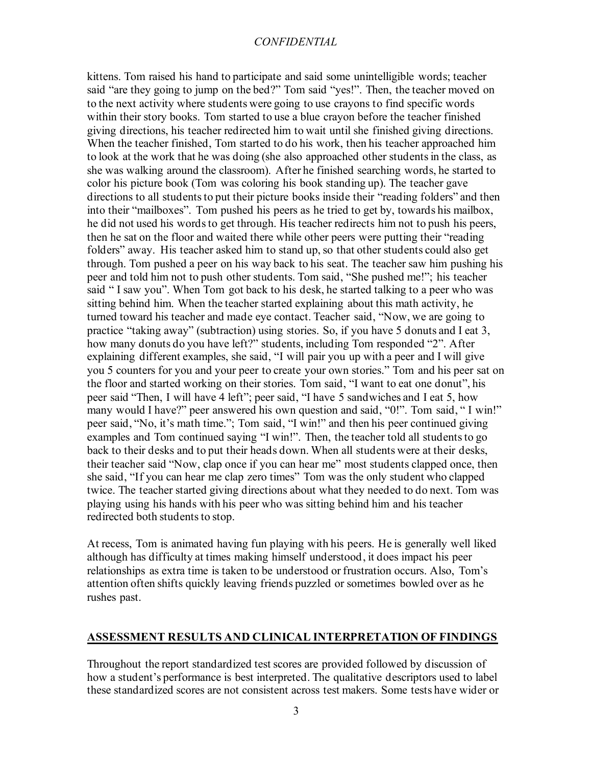kittens. Tom raised his hand to participate and said some unintelligible words; teacher said "are they going to jump on the bed?" Tom said "yes!". Then, the teacher moved on to the next activity where students were going to use crayons to find specific words within their story books. Tom started to use a blue crayon before the teacher finished giving directions, his teacher redirected him to wait until she finished giving directions. When the teacher finished, Tom started to do his work, then his teacher approached him to look at the work that he was doing (she also approached other students in the class, as she was walking around the classroom). After he finished searching words, he started to color his picture book (Tom was coloring his book standing up). The teacher gave directions to all students to put their picture books inside their "reading folders" and then into their "mailboxes". Tom pushed his peers as he tried to get by, towards his mailbox, he did not used his words to get through. His teacher redirects him not to push his peers, then he sat on the floor and waited there while other peers were putting their "reading folders" away. His teacher asked him to stand up, so that other students could also get through. Tom pushed a peer on his way back to his seat. The teacher saw him pushing his peer and told him not to push other students. Tom said, "She pushed me!"; his teacher said " I saw you". When Tom got back to his desk, he started talking to a peer who was sitting behind him. When the teacher started explaining about this math activity, he turned toward his teacher and made eye contact. Teacher said, "Now, we are going to practice "taking away" (subtraction) using stories. So, if you have 5 donuts and I eat 3, how many donuts do you have left?" students, including Tom responded "2". After explaining different examples, she said, "I will pair you up with a peer and I will give you 5 counters for you and your peer to create your own stories." Tom and his peer sat on the floor and started working on their stories. Tom said, "I want to eat one donut", his peer said "Then, I will have 4 left"; peer said, "I have 5 sandwiches and I eat 5, how many would I have?" peer answered his own question and said, "0!". Tom said, " I win!" peer said, "No, it's math time."; Tom said, "I win!" and then his peer continued giving examples and Tom continued saying "I win!". Then, the teacher told all students to go back to their desks and to put their heads down. When all students were at their desks, their teacher said "Now, clap once if you can hear me" most students clapped once, then she said, "If you can hear me clap zero times" Tom was the only student who clapped twice. The teacher started giving directions about what they needed to do next. Tom was playing using his hands with his peer who was sitting behind him and his teacher redirected both students to stop.

At recess, Tom is animated having fun playing with his peers. He is generally well liked although has difficulty at times making himself understood, it does impact his peer relationships as extra time is taken to be understood or frustration occurs. Also, Tom's attention often shifts quickly leaving friends puzzled or sometimes bowled over as he rushes past.

## ASSESSMENT RESULTS AND CLINICAL INTERPRETATION OF FINDINGS

Throughout the report standardized test scores are provided followed by discussion of how a student's performance is best interpreted. The qualitative descriptors used to label these standardized scores are not consistent across test makers. Some tests have wider or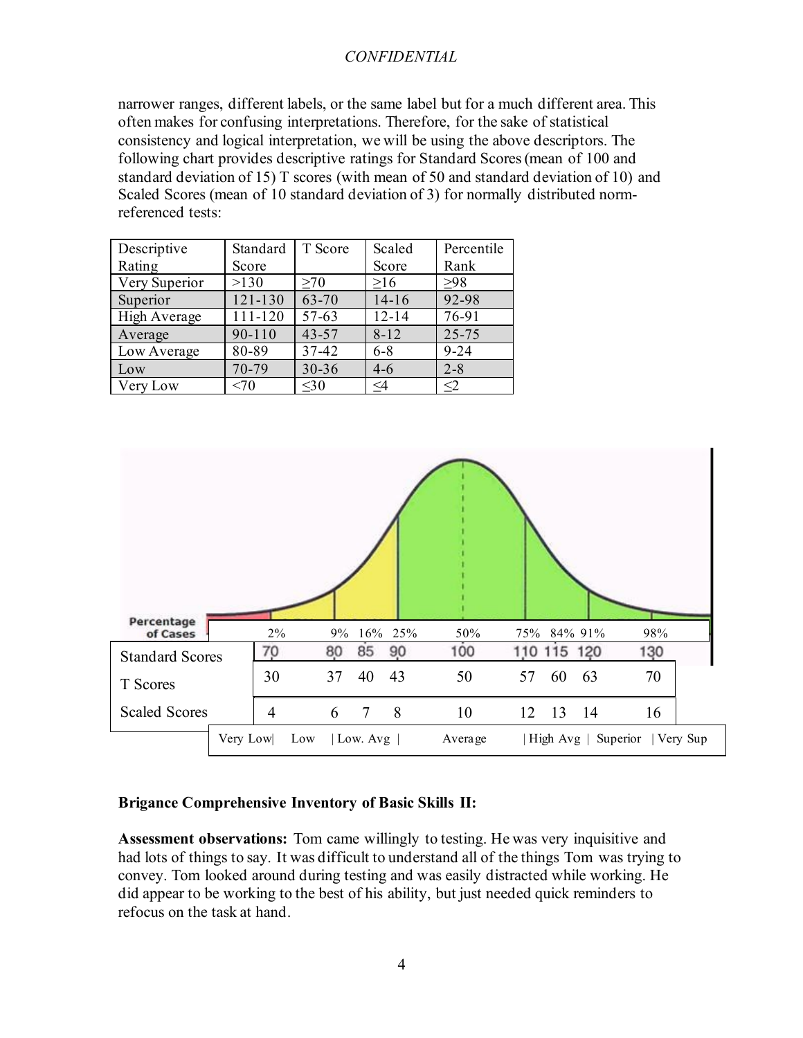narrower ranges, different labels, or the same label but for a much different area. This often makes for confusing interpretations. Therefore, for the sake of statistical consistency and logical interpretation, we will be using the above descriptors. The following chart provides descriptive ratings for Standard Scores (mean of 100 and standard deviation of 15) T scores (with mean of 50 and standard deviation of 10) and Scaled Scores (mean of 10 standard deviation of 3) for normally distributed norm-referenced tests:

| Descriptive Rating | Standard Score | T Score | Scaled Score | Percentile Rank |
|---|---|---|---|---|
| Very Superior | >130 | ≥70 | ≥16 | ≥98 |
| Superior | 121-130 | 63-70 | 14-16 | 92-98 |
| High Average | 111-120 | 57-63 | 12-14 | 76-91 |
| Average | 90-110 | 43-57 | 8-12 | 25-75 |
| Low Average | 80-89 | 37-42 | 6-8 | 9-24 |
| Low | 70-79 | 30-36 | 4-6 | 2-8 |
| Very Low | <70 | ≤30 | ≤4 | ≤2 |

| Percentage of Cases | 2% | 9% | 16% | 25% | 50% | 75% | 84% | 91% | 98% |
|---|---|---|---|---|---|---|---|---|---|
| Standard Scores | 70 | 80 | 85 | 90 | 100 | 110 | 115 | 120 | 130 |
| T Scores | 30 | 37 | 40 | 43 | 50 | 57 | 60 | 63 | 70 |
| Scaled Scores | 4 | 6 | 7 | 8 | 10 | 12 | 13 | 14 | 16 |

Very Low | Low | Low. Avg | Average | High Avg | Superior | Very Sup

**Brigance Comprehensive Inventory of Basic Skills II:**

**Assessment observations:** Tom came willingly to testing. He was very inquisitive and had lots of things to say. It was difficult to understand all of the things Tom was trying to convey. Tom looked around during testing and was easily distracted while working. He did appear to be working to the best of his ability, but just needed quick reminders to refocus on the task at hand.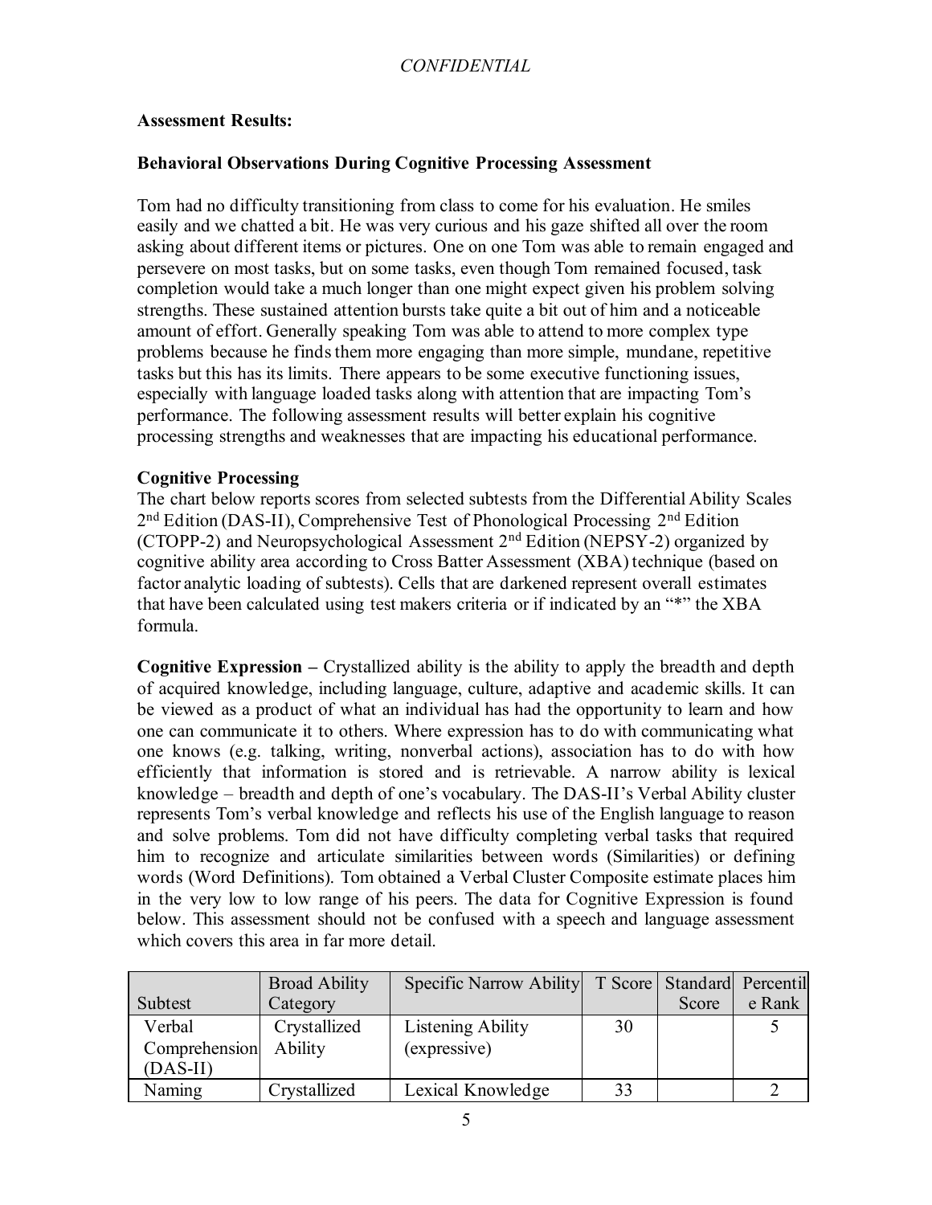*CONFIDENTIAL*

**Assessment Results:**

**Behavioral Observations During Cognitive Processing Assessment**

Tom had no difficulty transitioning from class to come for his evaluation. He smiles easily and we chatted a bit. He was very curious and his gaze shifted all over the room asking about different items or pictures. One on one Tom was able to remain engaged and persevere on most tasks, but on some tasks, even though Tom remained focused, task completion would take a much longer than one might expect given his problem solving strengths. These sustained attention bursts take quite a bit out of him and a noticeable amount of effort. Generally speaking Tom was able to attend to more complex type problems because he finds them more engaging than more simple, mundane, repetitive tasks but this has its limits. There appears to be some executive functioning issues, especially with language loaded tasks along with attention that are impacting Tom's performance. The following assessment results will better explain his cognitive processing strengths and weaknesses that are impacting his educational performance.

**Cognitive Processing**

The chart below reports scores from selected subtests from the Differential Ability Scales 2nd Edition (DAS-II), Comprehensive Test of Phonological Processing 2nd Edition (CTOPP-2) and Neuropsychological Assessment 2nd Edition (NEPSY-2) organized by cognitive ability area according to Cross Batter Assessment (XBA) technique (based on factor analytic loading of subtests). Cells that are darkened represent overall estimates that have been calculated using test makers criteria or if indicated by an "*" the XBA formula.

**Cognitive Expression –** Crystallized ability is the ability to apply the breadth and depth of acquired knowledge, including language, culture, adaptive and academic skills. It can be viewed as a product of what an individual has had the opportunity to learn and how one can communicate it to others. Where expression has to do with communicating what one knows (e.g. talking, writing, nonverbal actions), association has to do with how efficiently that information is stored and is retrievable. A narrow ability is lexical knowledge – breadth and depth of one's vocabulary. The DAS-II's Verbal Ability cluster represents Tom's verbal knowledge and reflects his use of the English language to reason and solve problems. Tom did not have difficulty completing verbal tasks that required him to recognize and articulate similarities between words (Similarities) or defining words (Word Definitions). Tom obtained a Verbal Cluster Composite estimate places him in the very low to low range of his peers. The data for Cognitive Expression is found below. This assessment should not be confused with a speech and language assessment which covers this area in far more detail.

| Subtest | Broad Ability Category | Specific Narrow Ability | T Score | Standard Score | Percentile Rank |
|---|---|---|---|---|---|
| Verbal Comprehension (DAS-II) | Crystallized Ability | Listening Ability (expressive) | 30 | | 5 |
| Naming | Crystallized | Lexical Knowledge | 33 | | 2 |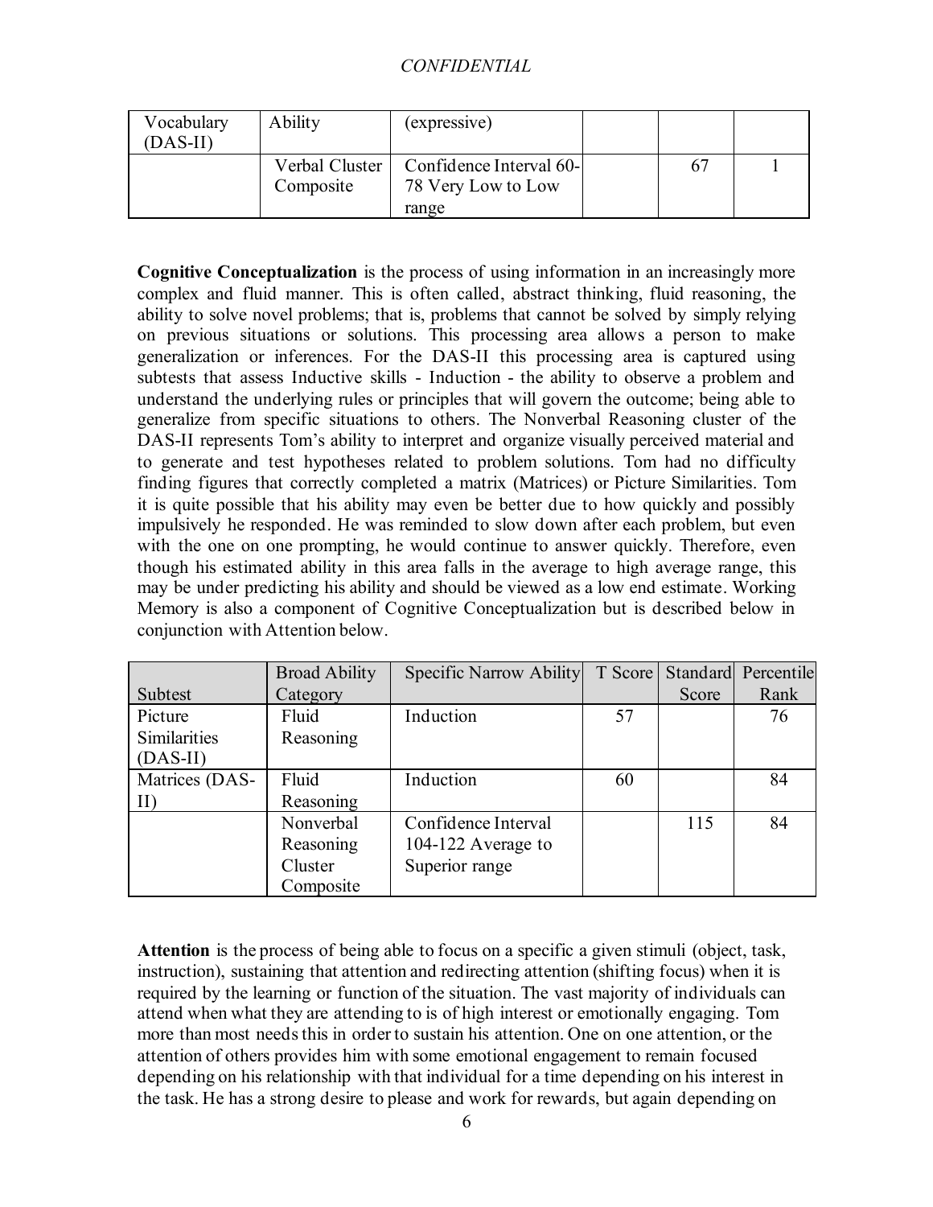| Vocabulary (DAS-II) | Ability | (expressive) | | | |
|---|---|---|---|---|---|
| | Verbal Cluster Composite | Confidence Interval 60-78 Very Low to Low range | | 67 | 1 |

**Cognitive Conceptualization** is the process of using information in an increasingly more complex and fluid manner. This is often called, abstract thinking, fluid reasoning, the ability to solve novel problems; that is, problems that cannot be solved by simply relying on previous situations or solutions. This processing area allows a person to make generalization or inferences. For the DAS-II this processing area is captured using subtests that assess Inductive skills - Induction - the ability to observe a problem and understand the underlying rules or principles that will govern the outcome; being able to generalize from specific situations to others. The Nonverbal Reasoning cluster of the DAS-II represents Tom's ability to interpret and organize visually perceived material and to generate and test hypotheses related to problem solutions. Tom had no difficulty finding figures that correctly completed a matrix (Matrices) or Picture Similarities. Tom it is quite possible that his ability may even be better due to how quickly and possibly impulsively he responded. He was reminded to slow down after each problem, but even with the one on one prompting, he would continue to answer quickly. Therefore, even though his estimated ability in this area falls in the average to high average range, this may be under predicting his ability and should be viewed as a low end estimate. Working Memory is also a component of Cognitive Conceptualization but is described below in conjunction with Attention below.

| Subtest | Broad Ability Category | Specific Narrow Ability | T Score | Standard Score | Percentile Rank |
|---|---|---|---|---|---|
| Picture Similarities (DAS-II) | Fluid Reasoning | Induction | 57 | | 76 |
| Matrices (DAS-II) | Fluid Reasoning | Induction | 60 | | 84 |
| | Nonverbal Reasoning Cluster Composite | Confidence Interval 104-122 Average to Superior range | | 115 | 84 |

**Attention** is the process of being able to focus on a specific a given stimuli (object, task, instruction), sustaining that attention and redirecting attention (shifting focus) when it is required by the learning or function of the situation. The vast majority of individuals can attend when what they are attending to is of high interest or emotionally engaging. Tom more than most needs this in order to sustain his attention. One on one attention, or the attention of others provides him with some emotional engagement to remain focused depending on his relationship with that individual for a time depending on his interest in the task. He has a strong desire to please and work for rewards, but again depending on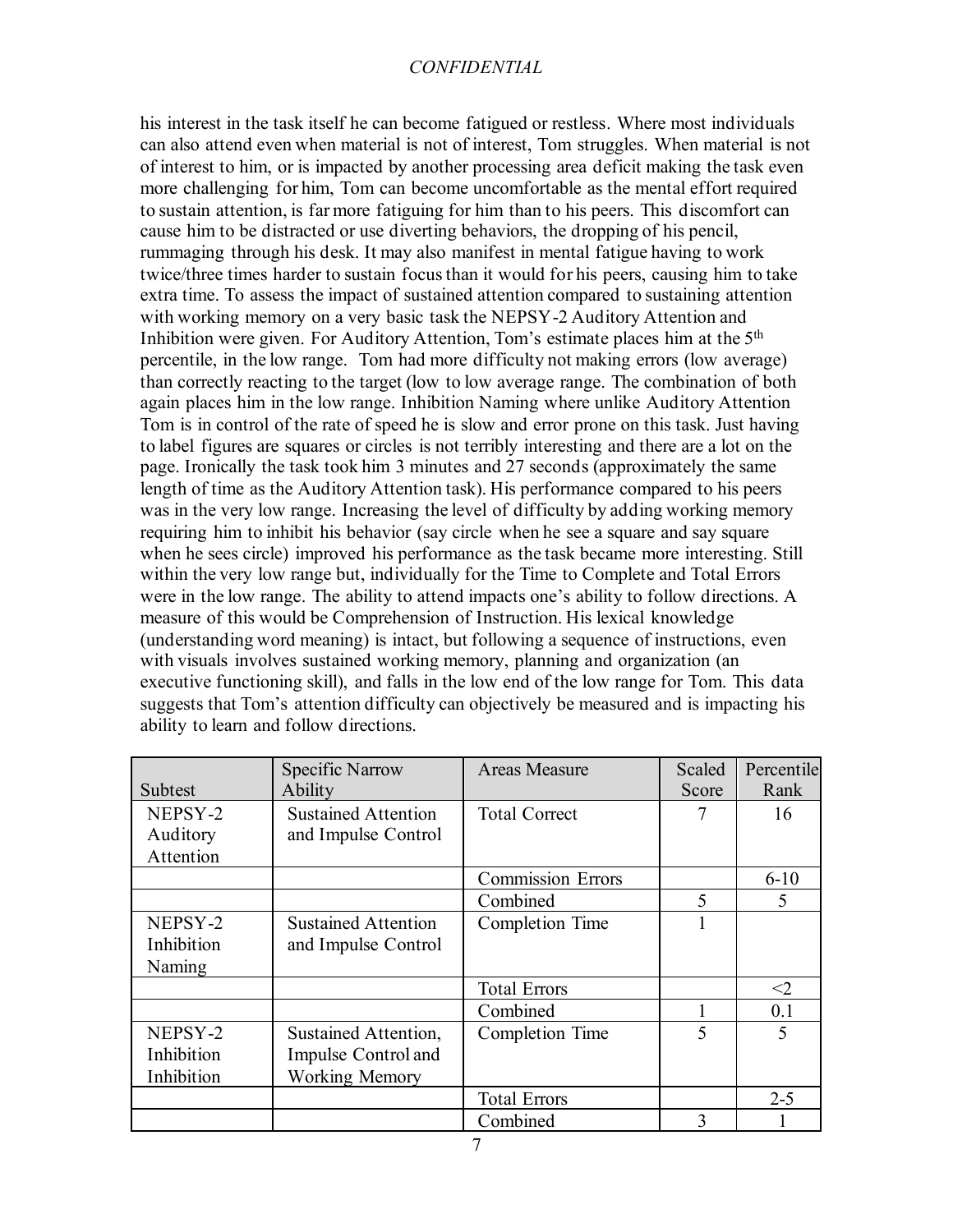his interest in the task itself he can become fatigued or restless. Where most individuals can also attend even when material is not of interest, Tom struggles. When material is not of interest to him, or is impacted by another processing area deficit making the task even more challenging for him, Tom can become uncomfortable as the mental effort required to sustain attention, is far more fatiguing for him than to his peers. This discomfort can cause him to be distracted or use diverting behaviors, the dropping of his pencil, rummaging through his desk. It may also manifest in mental fatigue having to work twice/three times harder to sustain focus than it would for his peers, causing him to take extra time. To assess the impact of sustained attention compared to sustaining attention with working memory on a very basic task the NEPSY-2 Auditory Attention and Inhibition were given. For Auditory Attention, Tom's estimate places him at the 5th percentile, in the low range. Tom had more difficulty not making errors (low average) than correctly reacting to the target (low to low average range. The combination of both again places him in the low range. Inhibition Naming where unlike Auditory Attention Tom is in control of the rate of speed he is slow and error prone on this task. Just having to label figures are squares or circles is not terribly interesting and there are a lot on the page. Ironically the task took him 3 minutes and 27 seconds (approximately the same length of time as the Auditory Attention task). His performance compared to his peers was in the very low range. Increasing the level of difficulty by adding working memory requiring him to inhibit his behavior (say circle when he see a square and say square when he sees circle) improved his performance as the task became more interesting. Still within the very low range but, individually for the Time to Complete and Total Errors were in the low range. The ability to attend impacts one's ability to follow directions. A measure of this would be Comprehension of Instruction. His lexical knowledge (understanding word meaning) is intact, but following a sequence of instructions, even with visuals involves sustained working memory, planning and organization (an executive functioning skill), and falls in the low end of the low range for Tom. This data suggests that Tom's attention difficulty can objectively be measured and is impacting his ability to learn and follow directions.

| Subtest | Specific Narrow Ability | Areas Measure | Scaled Score | Percentile Rank |
|---|---|---|---|---|
| NEPSY-2 Auditory Attention | Sustained Attention and Impulse Control | Total Correct | 7 | 16 |
| | | Commission Errors | | 6-10 |
| | | Combined | 5 | 5 |
| NEPSY-2 Inhibition Naming | Sustained Attention and Impulse Control | Completion Time | 1 | |
| | | Total Errors | | <2 |
| | | Combined | 1 | 0.1 |
| NEPSY-2 Inhibition Inhibition | Sustained Attention, Impulse Control and Working Memory | Completion Time | 5 | 5 |
| | | Total Errors | | 2-5 |
| | | Combined | 3 | 1 |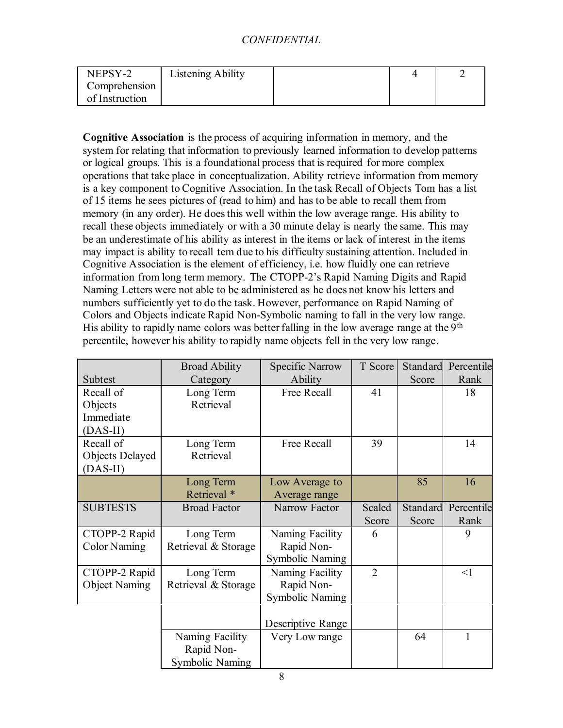| NEPSY-2 Comprehension of Instruction | Listening Ability | | 4 | 2 |
|---|---|---|---|---|

**Cognitive Association** is the process of acquiring information in memory, and the system for relating that information to previously learned information to develop patterns or logical groups. This is a foundational process that is required for more complex operations that take place in conceptualization. Ability retrieve information from memory is a key component to Cognitive Association. In the task Recall of Objects Tom has a list of 15 items he sees pictures of (read to him) and has to be able to recall them from memory (in any order). He does this well within the low average range. His ability to recall these objects immediately or with a 30 minute delay is nearly the same. This may be an underestimate of his ability as interest in the items or lack of interest in the items may impact is ability to recall tem due to his difficulty sustaining attention. Included in Cognitive Association is the element of efficiency, i.e. how fluidly one can retrieve information from long term memory. The CTOPP-2's Rapid Naming Digits and Rapid Naming Letters were not able to be administered as he does not know his letters and numbers sufficiently yet to do the task. However, performance on Rapid Naming of Colors and Objects indicate Rapid Non-Symbolic naming to fall in the very low range. His ability to rapidly name colors was better falling in the low average range at the 9th percentile, however his ability to rapidly name objects fell in the very low range.

| Subtest | Broad Ability Category | Specific Narrow Ability | T Score | Standard Score | Percentile Rank |
|---|---|---|---|---|---|
| Recall of Objects Immediate (DAS-II) | Long Term Retrieval | Free Recall | 41 | | 18 |
| Recall of Objects Delayed (DAS-II) | Long Term Retrieval | Free Recall | 39 | | 14 |
| | Long Term Retrieval * | Low Average to Average range | | 85 | 16 |
| SUBTESTS | Broad Factor | Narrow Factor | Scaled Score | Standard Score | Percentile Rank |
| CTOPP-2 Rapid Color Naming | Long Term Retrieval & Storage | Naming Facility Rapid Non-Symbolic Naming | 6 | | 9 |
| CTOPP-2 Rapid Object Naming | Long Term Retrieval & Storage | Naming Facility Rapid Non-Symbolic Naming | 2 | | <1 |
| | | Descriptive Range | | | |
| | Naming Facility Rapid Non-Symbolic Naming | Very Low range | | 64 | 1 |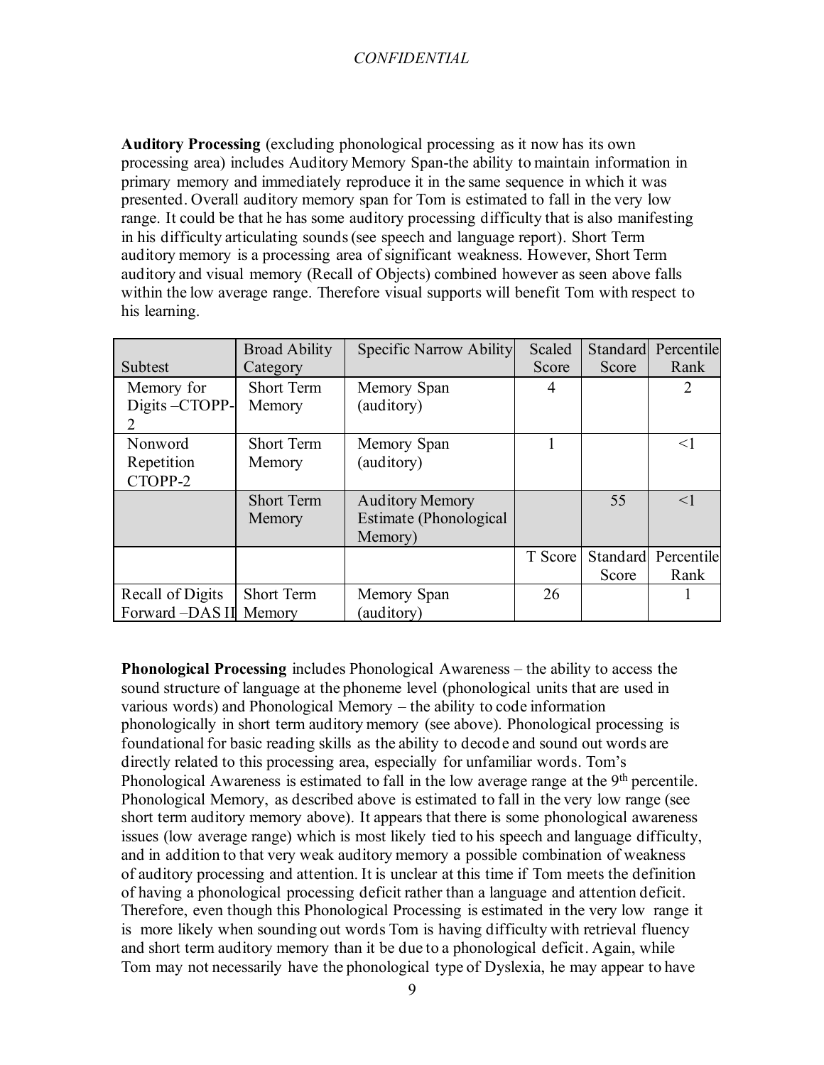**Auditory Processing** (excluding phonological processing as it now has its own processing area) includes Auditory Memory Span-the ability to maintain information in primary memory and immediately reproduce it in the same sequence in which it was presented. Overall auditory memory span for Tom is estimated to fall in the very low range. It could be that he has some auditory processing difficulty that is also manifesting in his difficulty articulating sounds (see speech and language report). Short Term auditory memory is a processing area of significant weakness. However, Short Term auditory and visual memory (Recall of Objects) combined however as seen above falls within the low average range. Therefore visual supports will benefit Tom with respect to his learning.

| Subtest | Broad Ability Category | Specific Narrow Ability | Scaled Score | Standard Score | Percentile Rank |
|---|---|---|---|---|---|
| Memory for Digits –CTOPP-2 | Short Term Memory | Memory Span (auditory) | 4 | | 2 |
| Nonword Repetition CTOPP-2 | Short Term Memory | Memory Span (auditory) | 1 | | <1 |
| | Short Term Memory | Auditory Memory Estimate (Phonological Memory) | | 55 | <1 |
| | | | T Score | Standard Score | Percentile Rank |
| Recall of Digits Forward –DAS II | Short Term Memory | Memory Span (auditory) | 26 | | 1 |

**Phonological Processing** includes Phonological Awareness – the ability to access the sound structure of language at the phoneme level (phonological units that are used in various words) and Phonological Memory – the ability to code information phonologically in short term auditory memory (see above). Phonological processing is foundational for basic reading skills as the ability to decode and sound out words are directly related to this processing area, especially for unfamiliar words. Tom's Phonological Awareness is estimated to fall in the low average range at the 9th percentile. Phonological Memory, as described above is estimated to fall in the very low range (see short term auditory memory above). It appears that there is some phonological awareness issues (low average range) which is most likely tied to his speech and language difficulty, and in addition to that very weak auditory memory a possible combination of weakness of auditory processing and attention. It is unclear at this time if Tom meets the definition of having a phonological processing deficit rather than a language and attention deficit. Therefore, even though this Phonological Processing is estimated in the very low range it is more likely when sounding out words Tom is having difficulty with retrieval fluency and short term auditory memory than it be due to a phonological deficit. Again, while Tom may not necessarily have the phonological type of Dyslexia, he may appear to have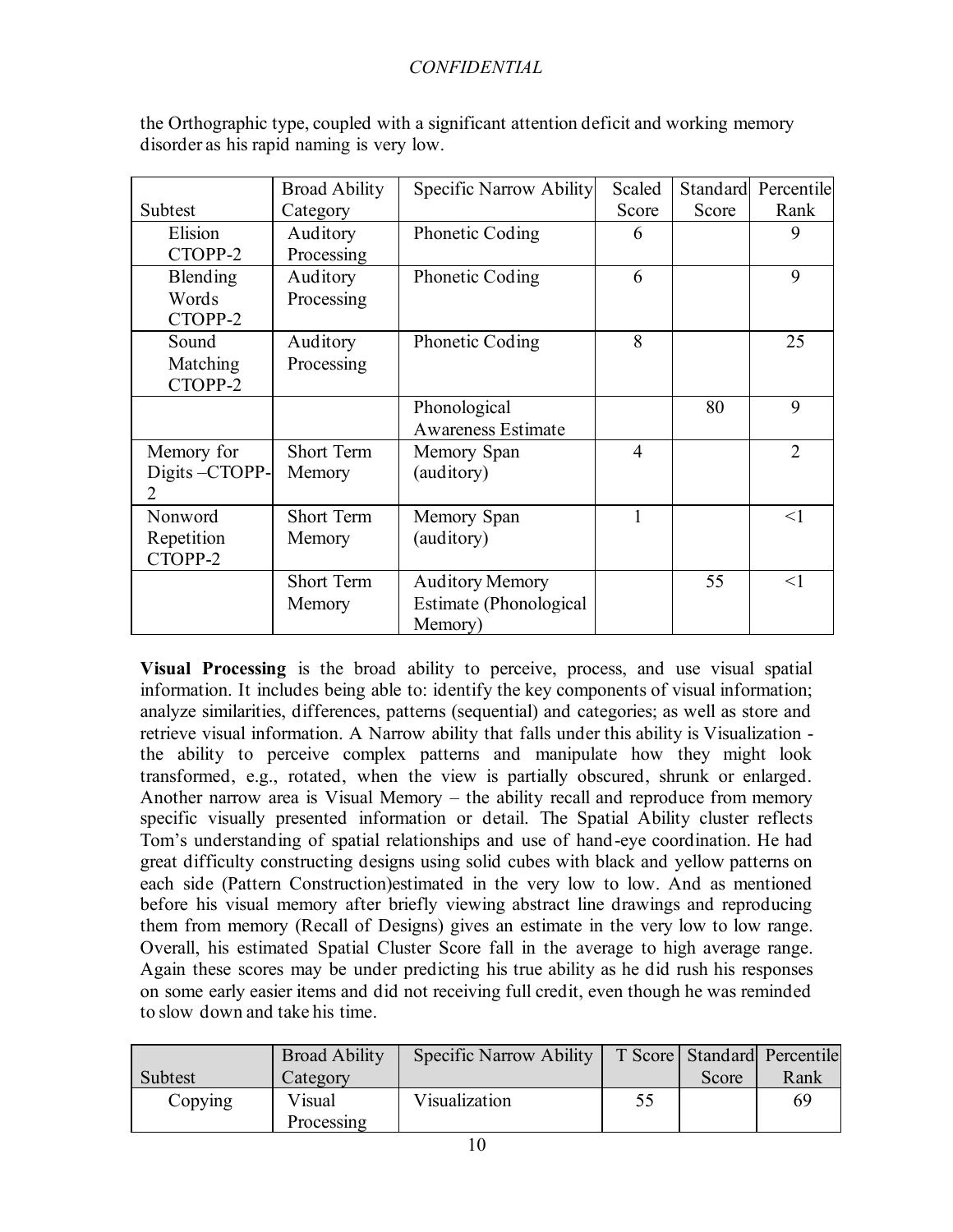the Orthographic type, coupled with a significant attention deficit and working memory disorder as his rapid naming is very low.

| Subtest | Broad Ability Category | Specific Narrow Ability | Scaled Score | Standard Score | Percentile Rank |
|---|---|---|---|---|---|
| Elision CTOPP-2 | Auditory Processing | Phonetic Coding | 6 | | 9 |
| Blending Words CTOPP-2 | Auditory Processing | Phonetic Coding | 6 | | 9 |
| Sound Matching CTOPP-2 | Auditory Processing | Phonetic Coding | 8 | | 25 |
| | | Phonological Awareness Estimate | | 80 | 9 |
| Memory for Digits –CTOPP-2 | Short Term Memory | Memory Span (auditory) | 4 | | 2 |
| Nonword Repetition CTOPP-2 | Short Term Memory | Memory Span (auditory) | 1 | | <1 |
| | Short Term Memory | Auditory Memory Estimate (Phonological Memory) | | 55 | <1 |

**Visual Processing** is the broad ability to perceive, process, and use visual spatial information. It includes being able to: identify the key components of visual information; analyze similarities, differences, patterns (sequential) and categories; as well as store and retrieve visual information. A Narrow ability that falls under this ability is Visualization - the ability to perceive complex patterns and manipulate how they might look transformed, e.g., rotated, when the view is partially obscured, shrunk or enlarged. Another narrow area is Visual Memory – the ability recall and reproduce from memory specific visually presented information or detail. The Spatial Ability cluster reflects Tom's understanding of spatial relationships and use of hand-eye coordination. He had great difficulty constructing designs using solid cubes with black and yellow patterns on each side (Pattern Construction)estimated in the very low to low. And as mentioned before his visual memory after briefly viewing abstract line drawings and reproducing them from memory (Recall of Designs) gives an estimate in the very low to low range. Overall, his estimated Spatial Cluster Score fall in the average to high average range. Again these scores may be under predicting his true ability as he did rush his responses on some early easier items and did not receiving full credit, even though he was reminded to slow down and take his time.

| Subtest | Broad Ability Category | Specific Narrow Ability | T Score | Standard Score | Percentile Rank |
|---|---|---|---|---|---|
| Copying | Visual Processing | Visualization | 55 | | 69 |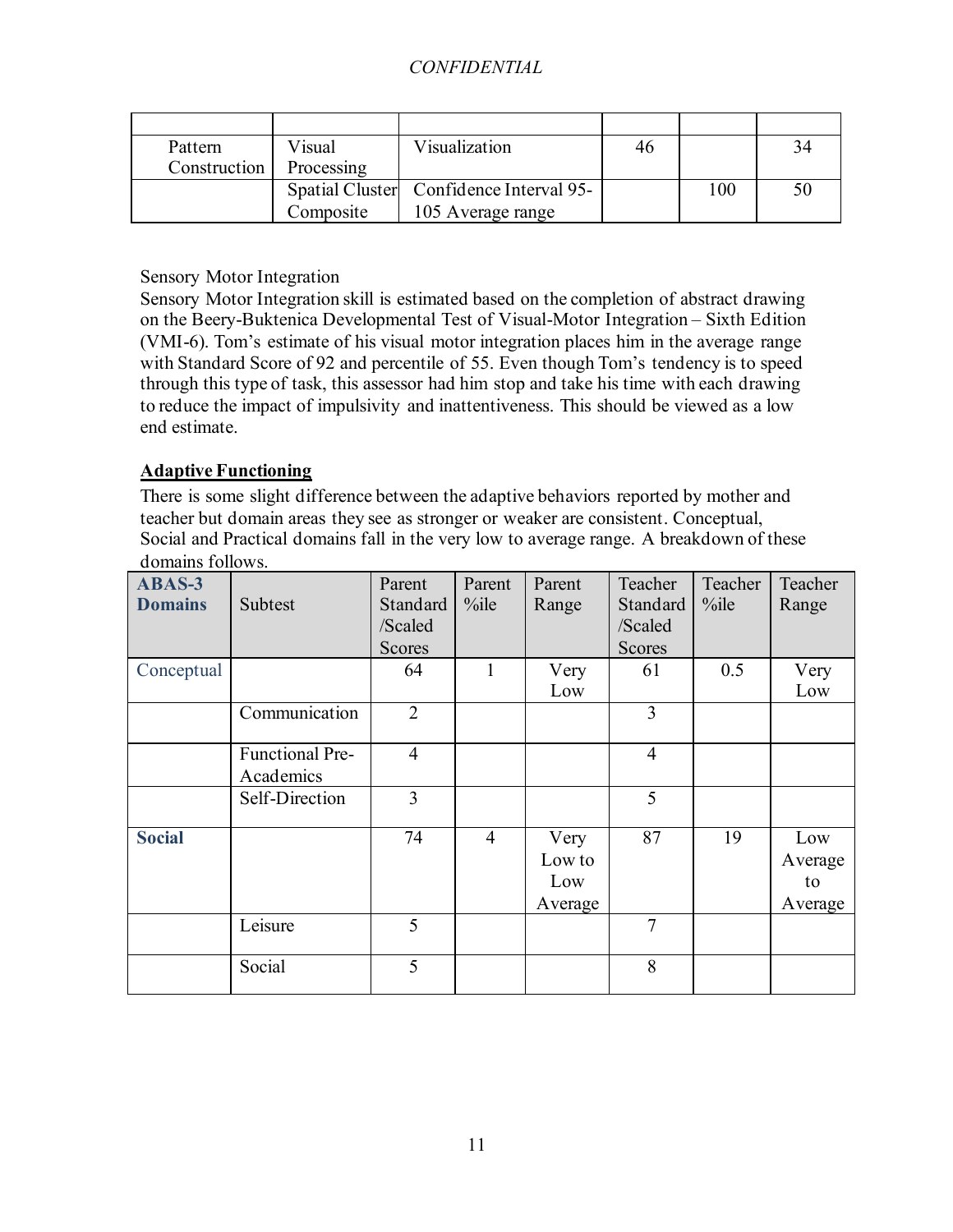|  |  |  |  |  |  |
| --- | --- | --- | --- | --- | --- |
| Pattern Construction | Visual Processing | Visualization | 46 |  | 34 |
|  | Spatial Cluster Composite | Confidence Interval 95-105 Average range |  | 100 | 50 |

Sensory Motor Integration

Sensory Motor Integration skill is estimated based on the completion of abstract drawing on the Beery-Buktenica Developmental Test of Visual-Motor Integration – Sixth Edition (VMI-6). Tom's estimate of his visual motor integration places him in the average range with Standard Score of 92 and percentile of 55. Even though Tom's tendency is to speed through this type of task, this assessor had him stop and take his time with each drawing to reduce the impact of impulsivity and inattentiveness. This should be viewed as a low end estimate.

**Adaptive Functioning**

There is some slight difference between the adaptive behaviors reported by mother and teacher but domain areas they see as stronger or weaker are consistent. Conceptual, Social and Practical domains fall in the very low to average range. A breakdown of these domains follows.

| **ABAS-3 Domains** | Subtest | Parent Standard /Scaled Scores | Parent %ile | Parent Range | Teacher Standard /Scaled Scores | Teacher %ile | Teacher Range |
| --- | --- | --- | --- | --- | --- | --- | --- |
| Conceptual |  | 64 | 1 | Very Low | 61 | 0.5 | Very Low |
|  | Communication | 2 |  |  | 3 |  |  |
|  | Functional Pre-Academics | 4 |  |  | 4 |  |  |
|  | Self-Direction | 3 |  |  | 5 |  |  |
| **Social** |  | 74 | 4 | Very Low to Low Average | 87 | 19 | Low Average to Average |
|  | Leisure | 5 |  |  | 7 |  |  |
|  | Social | 5 |  |  | 8 |  |  |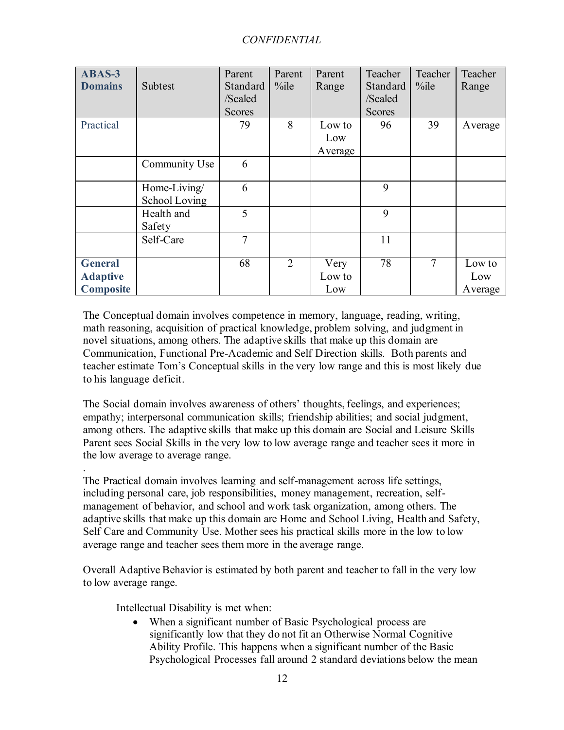| ABAS-3 Domains | Subtest | Parent Standard /Scaled Scores | Parent %ile | Parent Range | Teacher Standard /Scaled Scores | Teacher %ile | Teacher Range |
|---|---|---|---|---|---|---|---|
| Practical | | 79 | 8 | Low to Low Average | 96 | 39 | Average |
| | Community Use | 6 | | | | | |
| | Home-Living/ School Loving | 6 | | | 9 | | |
| | Health and Safety | 5 | | | 9 | | |
| | Self-Care | 7 | | | 11 | | |
| **General Adaptive Composite** | | 68 | 2 | Very Low to Low | 78 | 7 | Low to Low Average |

The Conceptual domain involves competence in memory, language, reading, writing, math reasoning, acquisition of practical knowledge, problem solving, and judgment in novel situations, among others. The adaptive skills that make up this domain are Communication, Functional Pre-Academic and Self Direction skills. Both parents and teacher estimate Tom's Conceptual skills in the very low range and this is most likely due to his language deficit.

The Social domain involves awareness of others' thoughts, feelings, and experiences; empathy; interpersonal communication skills; friendship abilities; and social judgment, among others. The adaptive skills that make up this domain are Social and Leisure Skills Parent sees Social Skills in the very low to low average range and teacher sees it more in the low average to average range.

.
The Practical domain involves learning and self-management across life settings, including personal care, job responsibilities, money management, recreation, self-management of behavior, and school and work task organization, among others. The adaptive skills that make up this domain are Home and School Living, Health and Safety, Self Care and Community Use. Mother sees his practical skills more in the low to low average range and teacher sees them more in the average range.

Overall Adaptive Behavior is estimated by both parent and teacher to fall in the very low to low average range.

Intellectual Disability is met when:

- When a significant number of Basic Psychological process are significantly low that they do not fit an Otherwise Normal Cognitive Ability Profile. This happens when a significant number of the Basic Psychological Processes fall around 2 standard deviations below the mean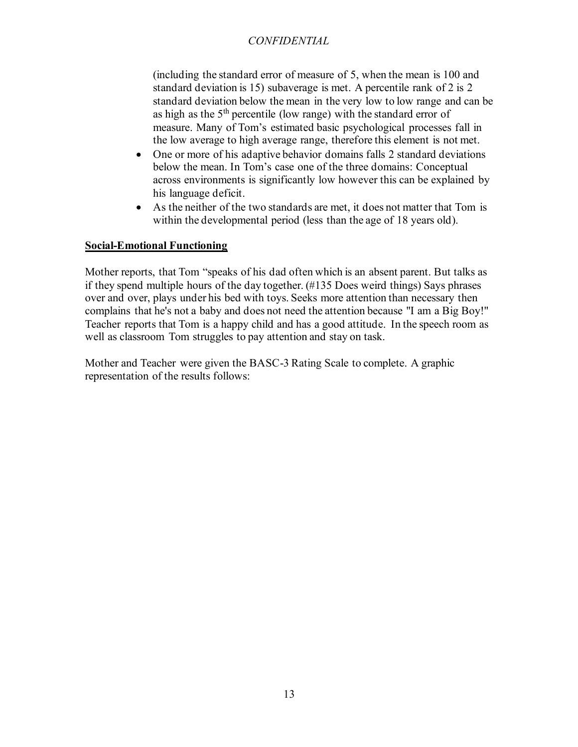(including the standard error of measure of 5, when the mean is 100 and standard deviation is 15) subaverage is met. A percentile rank of 2 is 2 standard deviation below the mean in the very low to low range and can be as high as the 5th percentile (low range) with the standard error of measure. Many of Tom's estimated basic psychological processes fall in the low average to high average range, therefore this element is not met.

- One or more of his adaptive behavior domains falls 2 standard deviations below the mean. In Tom's case one of the three domains: Conceptual across environments is significantly low however this can be explained by his language deficit.
- As the neither of the two standards are met, it does not matter that Tom is within the developmental period (less than the age of 18 years old).

**Social-Emotional Functioning**

Mother reports, that Tom "speaks of his dad often which is an absent parent. But talks as if they spend multiple hours of the day together. (#135 Does weird things) Says phrases over and over, plays under his bed with toys. Seeks more attention than necessary then complains that he's not a baby and does not need the attention because "I am a Big Boy!" Teacher reports that Tom is a happy child and has a good attitude. In the speech room as well as classroom Tom struggles to pay attention and stay on task.

Mother and Teacher were given the BASC-3 Rating Scale to complete. A graphic representation of the results follows: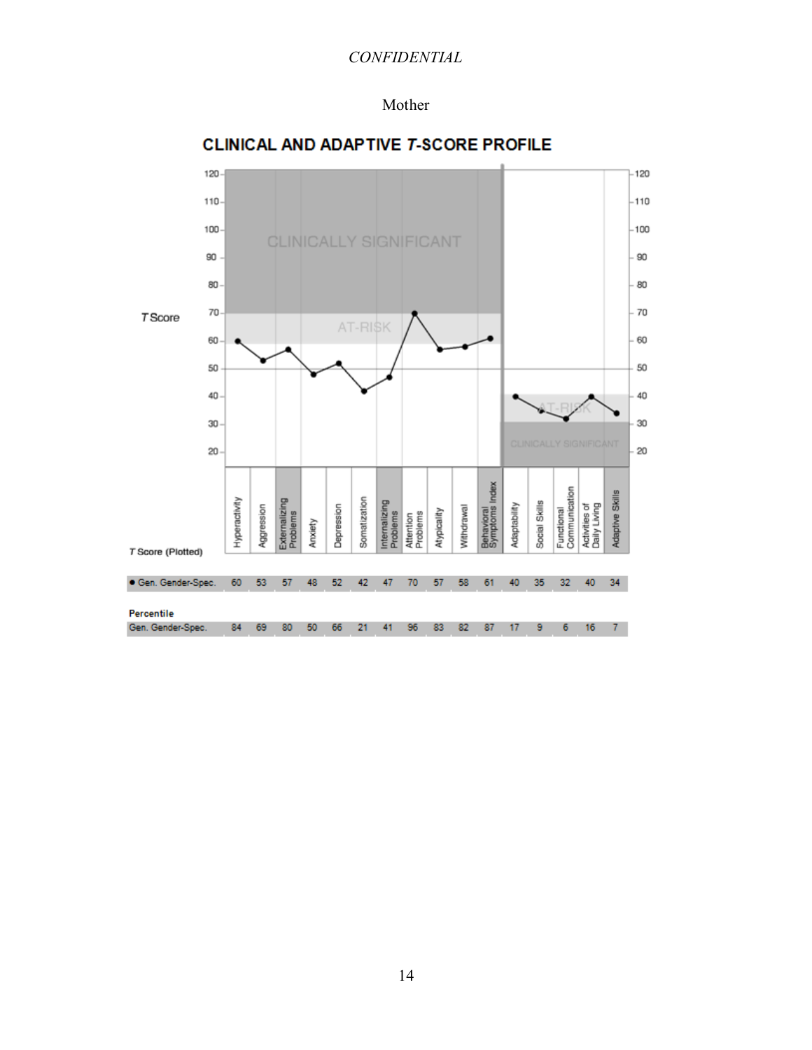*CONFIDENTIAL*

Mother

## CLINICAL AND ADAPTIVE *T*-SCORE PROFILE

| | Hyperactivity | Aggression | Externalizing Problems | Anxiety | Depression | Somatization | Internalizing Problems | Attention Problems | Atypicality | Withdrawal | Behavioral Symptoms Index | Adaptability | Social Skills | Functional Communication | Activities of Daily Living | Adaptive Skills |
|---|---|---|---|---|---|---|---|---|---|---|---|---|---|---|---|---|
| **T Score (Plotted)** | | | | | | | | | | | | | | | | |
| ● Gen. Gender-Spec. | 60 | 53 | 57 | 48 | 52 | 42 | 47 | 70 | 57 | 58 | 61 | 40 | 35 | 32 | 40 | 34 |
| **Percentile** | | | | | | | | | | | | | | | | |
| Gen. Gender-Spec. | 84 | 69 | 80 | 50 | 66 | 21 | 41 | 96 | 83 | 82 | 87 | 17 | 9 | 6 | 16 | 7 |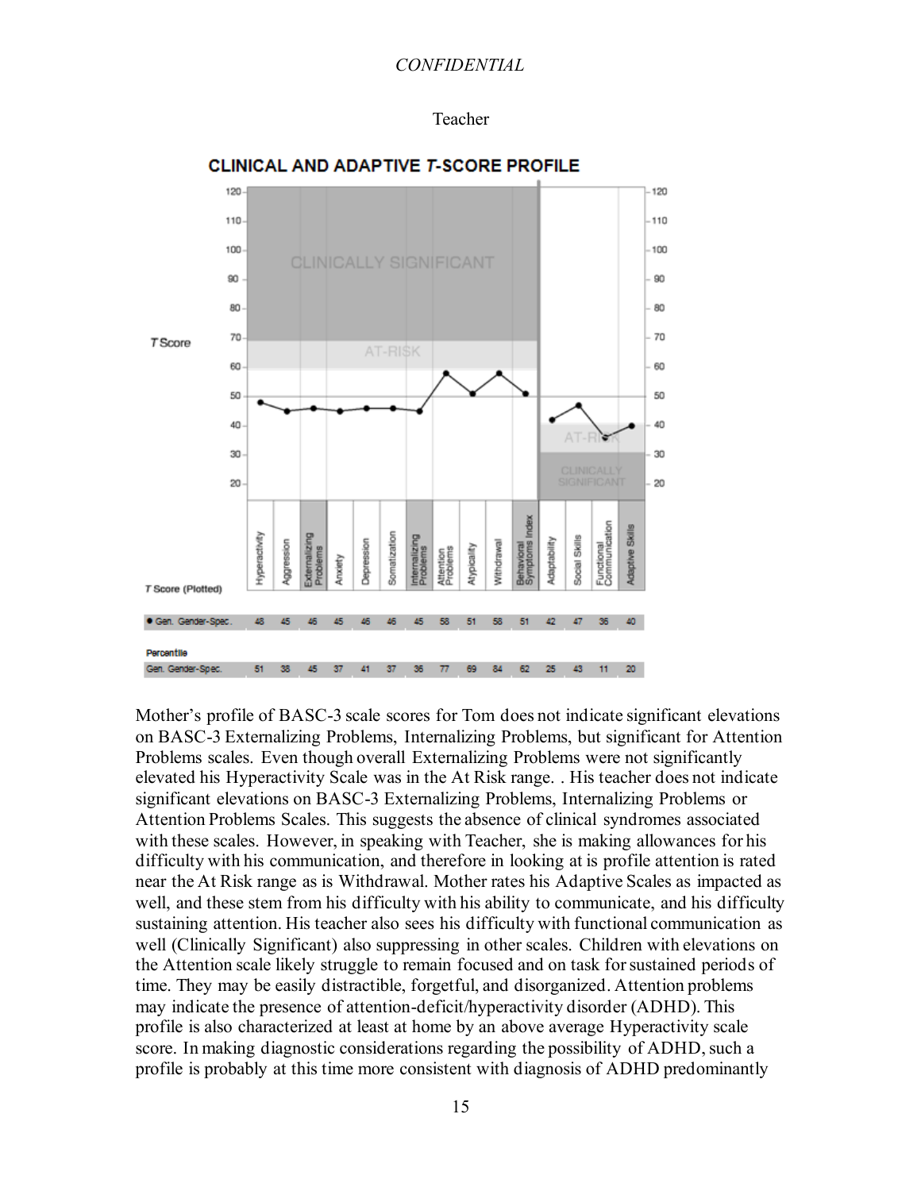Teacher

**CLINICAL AND ADAPTIVE *T*-SCORE PROFILE**

| | Hyperactivity | Aggression | Externalizing Problems | Anxiety | Depression | Somatization | Internalizing Problems | Attention Problems | Atypicality | Withdrawal | Behavioral Symptoms Index | Adaptability | Social Skills | Functional Communication | Adaptive Skills |
|---|---|---|---|---|---|---|---|---|---|---|---|---|---|---|---|
| *T* Score (Plotted) Gen. Gender-Spec. | 48 | 45 | 46 | 45 | 46 | 46 | 45 | 58 | 51 | 58 | 51 | 42 | 47 | 36 | 40 |
| Percentile Gen. Gender-Spec. | 51 | 38 | 45 | 37 | 41 | 37 | 36 | 77 | 69 | 84 | 62 | 25 | 43 | 11 | 20 |

Mother's profile of BASC-3 scale scores for Tom does not indicate significant elevations on BASC-3 Externalizing Problems, Internalizing Problems, but significant for Attention Problems scales. Even though overall Externalizing Problems were not significantly elevated his Hyperactivity Scale was in the At Risk range. . His teacher does not indicate significant elevations on BASC-3 Externalizing Problems, Internalizing Problems or Attention Problems Scales. This suggests the absence of clinical syndromes associated with these scales. However, in speaking with Teacher, she is making allowances for his difficulty with his communication, and therefore in looking at is profile attention is rated near the At Risk range as is Withdrawal. Mother rates his Adaptive Scales as impacted as well, and these stem from his difficulty with his ability to communicate, and his difficulty sustaining attention. His teacher also sees his difficulty with functional communication as well (Clinically Significant) also suppressing in other scales. Children with elevations on the Attention scale likely struggle to remain focused and on task for sustained periods of time. They may be easily distractible, forgetful, and disorganized. Attention problems may indicate the presence of attention-deficit/hyperactivity disorder (ADHD). This profile is also characterized at least at home by an above average Hyperactivity scale score. In making diagnostic considerations regarding the possibility of ADHD, such a profile is probably at this time more consistent with diagnosis of ADHD predominantly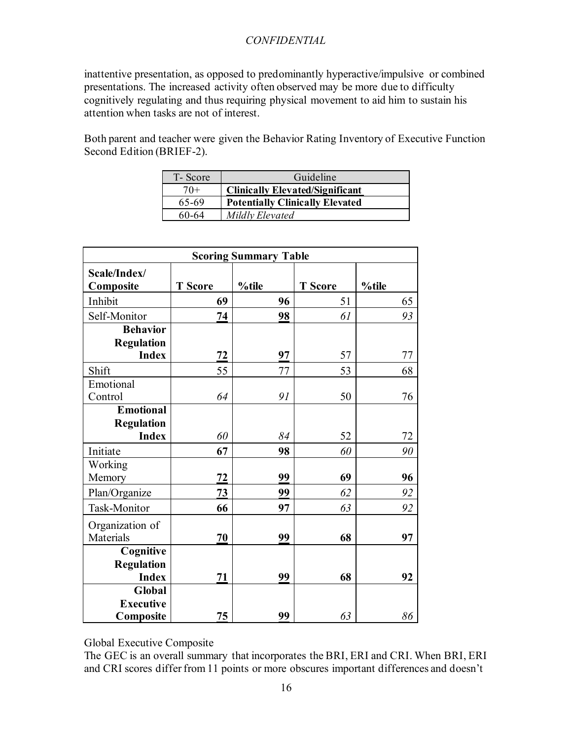inattentive presentation, as opposed to predominantly hyperactive/impulsive or combined presentations. The increased activity often observed may be more due to difficulty cognitively regulating and thus requiring physical movement to aid him to sustain his attention when tasks are not of interest.

Both parent and teacher were given the Behavior Rating Inventory of Executive Function Second Edition (BRIEF-2).

| T- Score | Guideline |
|---|---|
| 70+ | **Clinically Elevated/Significant** |
| 65-69 | **Potentially Clinically Elevated** |
| 60-64 | *Mildly Elevated* |

| Scoring Summary Table | | | | |
|---|---|---|---|---|
| **Scale/Index/ Composite** | **T Score** | **%tile** | **T Score** | **%tile** |
| Inhibit | **69** | **96** | 51 | 65 |
| Self-Monitor | **74** | **98** | *61* | *93* |
| **Behavior Regulation Index** | **72** | **97** | 57 | 77 |
| Shift | 55 | 77 | 53 | 68 |
| Emotional Control | *64* | *91* | 50 | 76 |
| **Emotional Regulation Index** | *60* | *84* | 52 | 72 |
| Initiate | **67** | **98** | *60* | *90* |
| Working Memory | **72** | **99** | **69** | **96** |
| Plan/Organize | **73** | **99** | *62* | *92* |
| Task-Monitor | **66** | **97** | *63* | *92* |
| Organization of Materials | **70** | **99** | **68** | **97** |
| **Cognitive Regulation Index** | **71** | **99** | **68** | **92** |
| **Global Executive Composite** | **75** | **99** | *63* | *86* |

Global Executive Composite

The GEC is an overall summary that incorporates the BRI, ERI and CRI. When BRI, ERI and CRI scores differ from 11 points or more obscures important differences and doesn't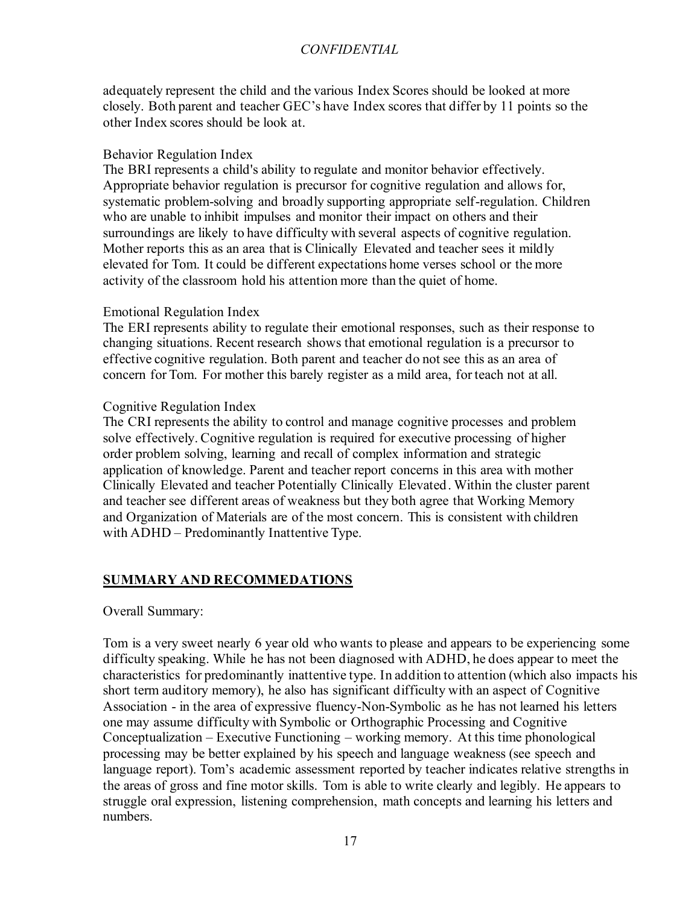adequately represent the child and the various Index Scores should be looked at more closely. Both parent and teacher GEC's have Index scores that differ by 11 points so the other Index scores should be look at.

Behavior Regulation Index
The BRI represents a child's ability to regulate and monitor behavior effectively. Appropriate behavior regulation is precursor for cognitive regulation and allows for, systematic problem-solving and broadly supporting appropriate self-regulation. Children who are unable to inhibit impulses and monitor their impact on others and their surroundings are likely to have difficulty with several aspects of cognitive regulation. Mother reports this as an area that is Clinically Elevated and teacher sees it mildly elevated for Tom. It could be different expectations home verses school or the more activity of the classroom hold his attention more than the quiet of home.

Emotional Regulation Index
The ERI represents ability to regulate their emotional responses, such as their response to changing situations. Recent research shows that emotional regulation is a precursor to effective cognitive regulation. Both parent and teacher do not see this as an area of concern for Tom. For mother this barely register as a mild area, for teach not at all.

Cognitive Regulation Index
The CRI represents the ability to control and manage cognitive processes and problem solve effectively. Cognitive regulation is required for executive processing of higher order problem solving, learning and recall of complex information and strategic application of knowledge. Parent and teacher report concerns in this area with mother Clinically Elevated and teacher Potentially Clinically Elevated. Within the cluster parent and teacher see different areas of weakness but they both agree that Working Memory and Organization of Materials are of the most concern. This is consistent with children with ADHD – Predominantly Inattentive Type.

## **SUMMARY AND RECOMMEDATIONS**

Overall Summary:

Tom is a very sweet nearly 6 year old who wants to please and appears to be experiencing some difficulty speaking. While he has not been diagnosed with ADHD, he does appear to meet the characteristics for predominantly inattentive type. In addition to attention (which also impacts his short term auditory memory), he also has significant difficulty with an aspect of Cognitive Association - in the area of expressive fluency-Non-Symbolic as he has not learned his letters one may assume difficulty with Symbolic or Orthographic Processing and Cognitive Conceptualization – Executive Functioning – working memory. At this time phonological processing may be better explained by his speech and language weakness (see speech and language report). Tom's academic assessment reported by teacher indicates relative strengths in the areas of gross and fine motor skills. Tom is able to write clearly and legibly. He appears to struggle oral expression, listening comprehension, math concepts and learning his letters and numbers.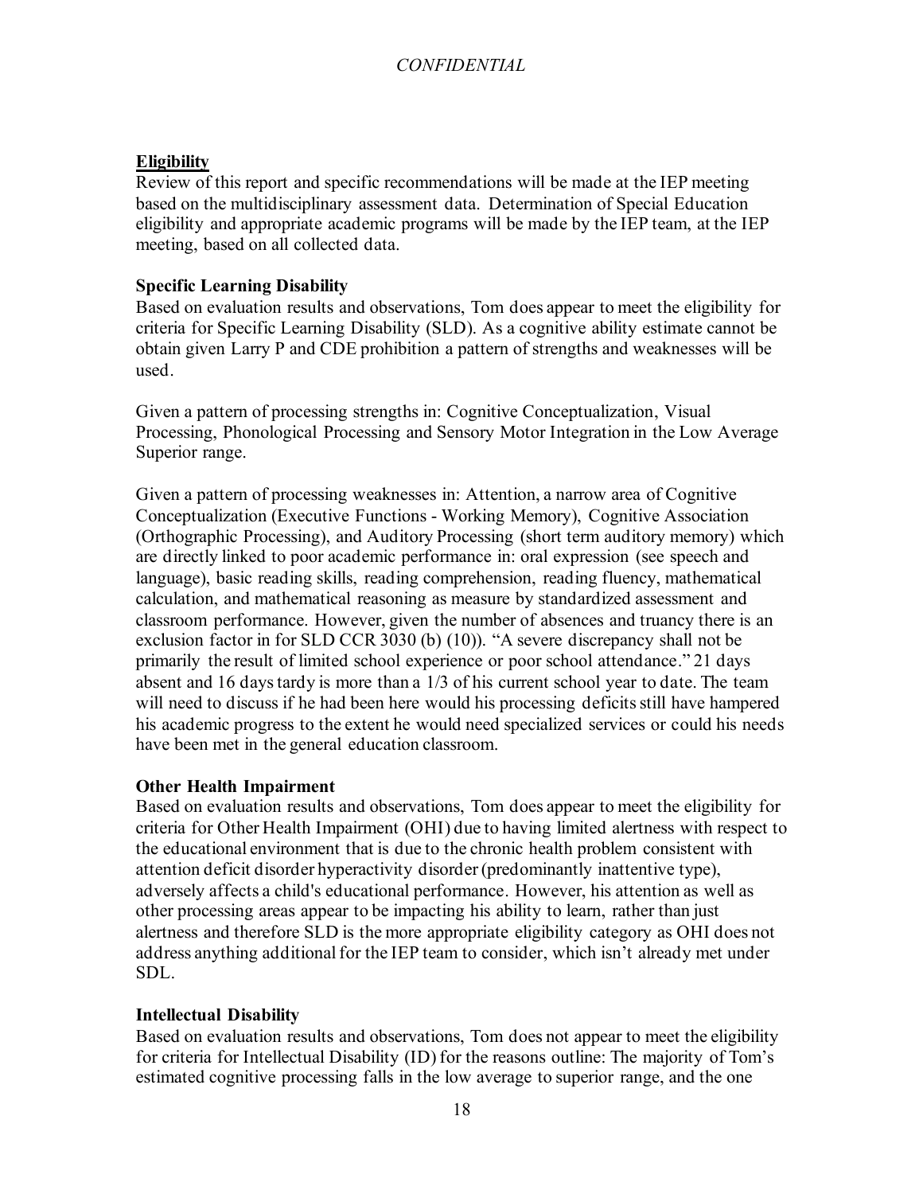**Eligibility**

Review of this report and specific recommendations will be made at the IEP meeting based on the multidisciplinary assessment data. Determination of Special Education eligibility and appropriate academic programs will be made by the IEP team, at the IEP meeting, based on all collected data.

**Specific Learning Disability**

Based on evaluation results and observations, Tom does appear to meet the eligibility for criteria for Specific Learning Disability (SLD). As a cognitive ability estimate cannot be obtain given Larry P and CDE prohibition a pattern of strengths and weaknesses will be used.

Given a pattern of processing strengths in: Cognitive Conceptualization, Visual Processing, Phonological Processing and Sensory Motor Integration in the Low Average Superior range.

Given a pattern of processing weaknesses in: Attention, a narrow area of Cognitive Conceptualization (Executive Functions - Working Memory), Cognitive Association (Orthographic Processing), and Auditory Processing (short term auditory memory) which are directly linked to poor academic performance in: oral expression (see speech and language), basic reading skills, reading comprehension, reading fluency, mathematical calculation, and mathematical reasoning as measure by standardized assessment and classroom performance. However, given the number of absences and truancy there is an exclusion factor in for SLD CCR 3030 (b) (10)). "A severe discrepancy shall not be primarily the result of limited school experience or poor school attendance." 21 days absent and 16 days tardy is more than a 1/3 of his current school year to date. The team will need to discuss if he had been here would his processing deficits still have hampered his academic progress to the extent he would need specialized services or could his needs have been met in the general education classroom.

**Other Health Impairment**

Based on evaluation results and observations, Tom does appear to meet the eligibility for criteria for Other Health Impairment (OHI) due to having limited alertness with respect to the educational environment that is due to the chronic health problem consistent with attention deficit disorder hyperactivity disorder (predominantly inattentive type), adversely affects a child's educational performance. However, his attention as well as other processing areas appear to be impacting his ability to learn, rather than just alertness and therefore SLD is the more appropriate eligibility category as OHI does not address anything additional for the IEP team to consider, which isn't already met under SDL.

**Intellectual Disability**

Based on evaluation results and observations, Tom does not appear to meet the eligibility for criteria for Intellectual Disability (ID) for the reasons outline: The majority of Tom's estimated cognitive processing falls in the low average to superior range, and the one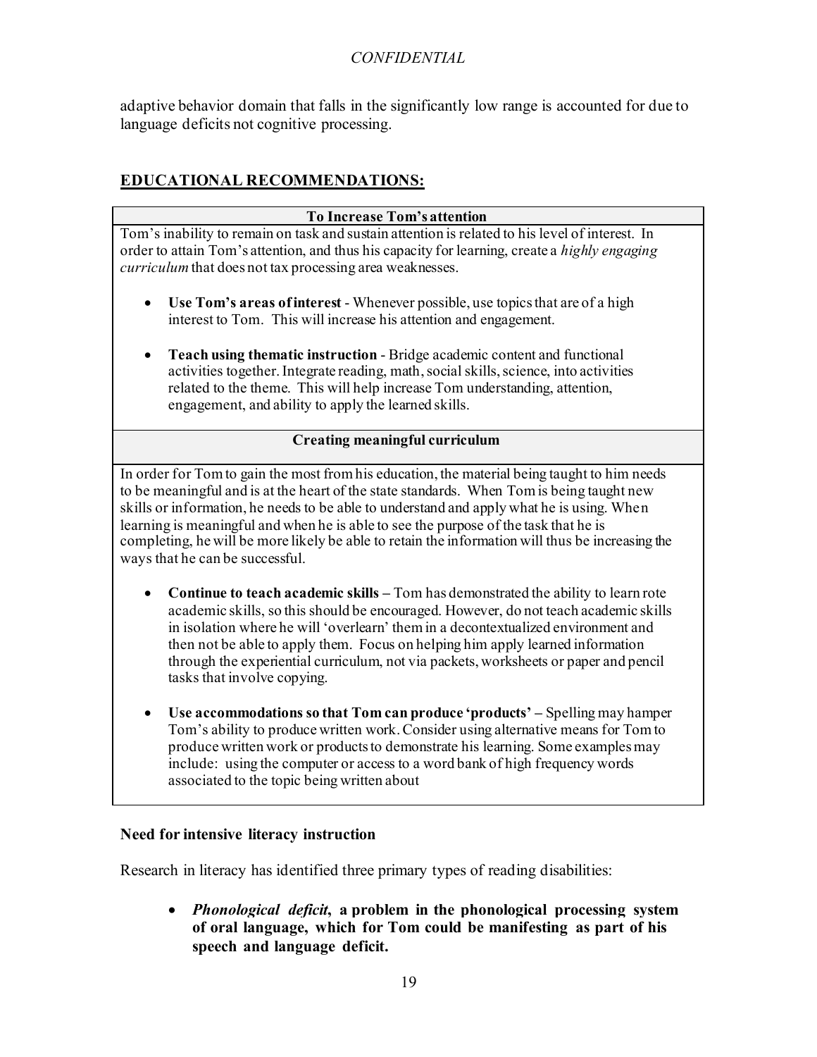adaptive behavior domain that falls in the significantly low range is accounted for due to language deficits not cognitive processing.

## EDUCATIONAL RECOMMENDATIONS:

**To Increase Tom's attention**

Tom's inability to remain on task and sustain attention is related to his level of interest. In order to attain Tom's attention, and thus his capacity for learning, create a *highly engaging curriculum* that does not tax processing area weaknesses.

- **Use Tom's areas of interest** - Whenever possible, use topics that are of a high interest to Tom. This will increase his attention and engagement.
- **Teach using thematic instruction** - Bridge academic content and functional activities together. Integrate reading, math, social skills, science, into activities related to the theme. This will help increase Tom understanding, attention, engagement, and ability to apply the learned skills.

**Creating meaningful curriculum**

In order for Tom to gain the most from his education, the material being taught to him needs to be meaningful and is at the heart of the state standards. When Tom is being taught new skills or information, he needs to be able to understand and apply what he is using. When learning is meaningful and when he is able to see the purpose of the task that he is completing, he will be more likely be able to retain the information will thus be increasing the ways that he can be successful.

- **Continue to teach academic skills** – Tom has demonstrated the ability to learn rote academic skills, so this should be encouraged. However, do not teach academic skills in isolation where he will 'overlearn' them in a decontextualized environment and then not be able to apply them. Focus on helping him apply learned information through the experiential curriculum, not via packets, worksheets or paper and pencil tasks that involve copying.
- **Use accommodations so that Tom can produce 'products'** – Spelling may hamper Tom's ability to produce written work. Consider using alternative means for Tom to produce written work or products to demonstrate his learning. Some examples may include: using the computer or access to a word bank of high frequency words associated to the topic being written about

### Need for intensive literacy instruction

Research in literacy has identified three primary types of reading disabilities:

- ***Phonological deficit*, a problem in the phonological processing system of oral language, which for Tom could be manifesting as part of his speech and language deficit.**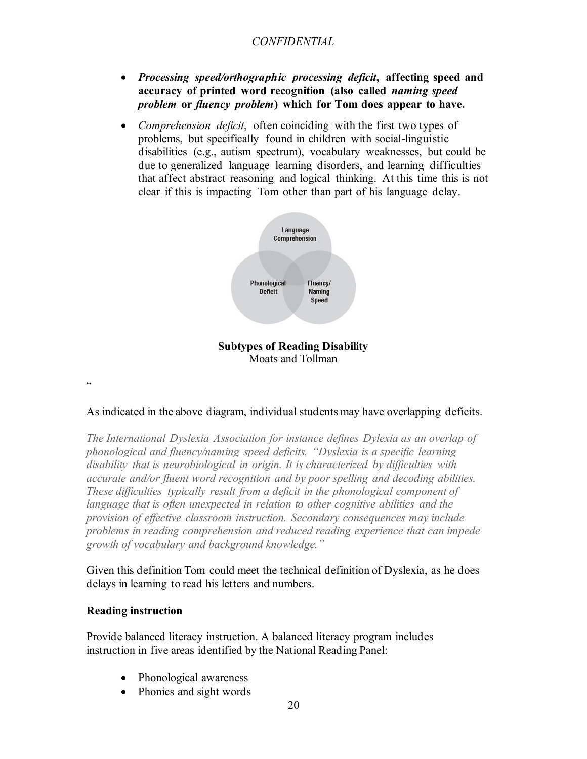- ***Processing speed/orthographic processing deficit*, affecting speed and accuracy of printed word recognition (also called *naming speed problem* or *fluency problem*) which for Tom does appear to have.**
- *Comprehension deficit*, often coinciding with the first two types of problems, but specifically found in children with social-linguistic disabilities (e.g., autism spectrum), vocabulary weaknesses, but could be due to generalized language learning disorders, and learning difficulties that affect abstract reasoning and logical thinking. At this time this is not clear if this is impacting Tom other than part of his language delay.

Language Comprehension

Phonological Deficit

Fluency/ Naming Speed

**Subtypes of Reading Disability**
Moats and Tollman

"

As indicated in the above diagram, individual students may have overlapping deficits.

*The International Dyslexia Association for instance defines Dylexia as an overlap of phonological and fluency/naming speed deficits. "Dyslexia is a specific learning disability that is neurobiological in origin. It is characterized by difficulties with accurate and/or fluent word recognition and by poor spelling and decoding abilities. These difficulties typically result from a deficit in the phonological component of language that is often unexpected in relation to other cognitive abilities and the provision of effective classroom instruction. Secondary consequences may include problems in reading comprehension and reduced reading experience that can impede growth of vocabulary and background knowledge."*

Given this definition Tom could meet the technical definition of Dyslexia, as he does delays in learning to read his letters and numbers.

**Reading instruction**

Provide balanced literacy instruction. A balanced literacy program includes instruction in five areas identified by the National Reading Panel:

- Phonological awareness
- Phonics and sight words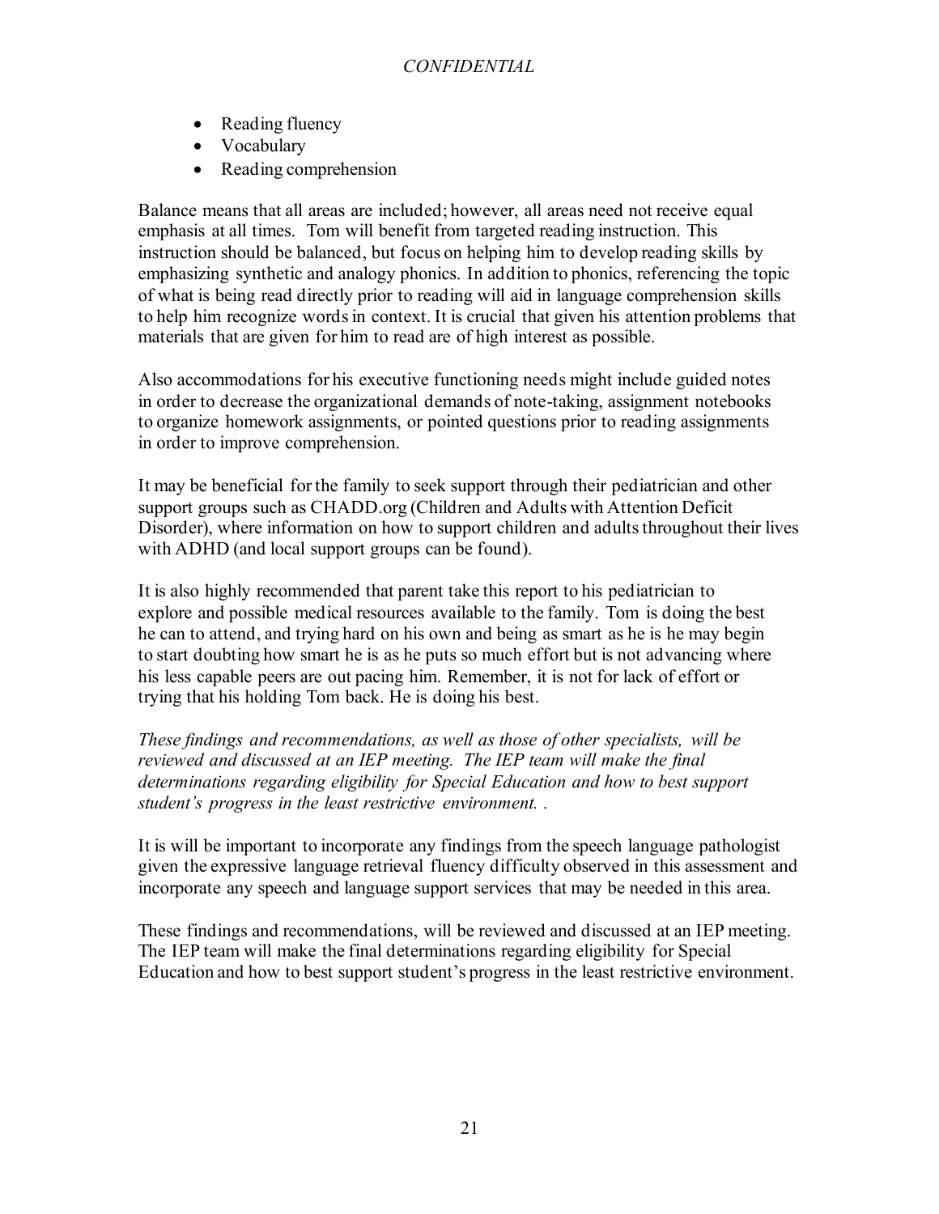- Reading fluency
- Vocabulary
- Reading comprehension

Balance means that all areas are included; however, all areas need not receive equal emphasis at all times. Tom will benefit from targeted reading instruction. This instruction should be balanced, but focus on helping him to develop reading skills by emphasizing synthetic and analogy phonics. In addition to phonics, referencing the topic of what is being read directly prior to reading will aid in language comprehension skills to help him recognize words in context. It is crucial that given his attention problems that materials that are given for him to read are of high interest as possible.

Also accommodations for his executive functioning needs might include guided notes in order to decrease the organizational demands of note-taking, assignment notebooks to organize homework assignments, or pointed questions prior to reading assignments in order to improve comprehension.

It may be beneficial for the family to seek support through their pediatrician and other support groups such as CHADD.org (Children and Adults with Attention Deficit Disorder), where information on how to support children and adults throughout their lives with ADHD (and local support groups can be found).

It is also highly recommended that parent take this report to his pediatrician to explore and possible medical resources available to the family. Tom is doing the best he can to attend, and trying hard on his own and being as smart as he is he may begin to start doubting how smart he is as he puts so much effort but is not advancing where his less capable peers are out pacing him. Remember, it is not for lack of effort or trying that his holding Tom back. He is doing his best.

*These findings and recommendations, as well as those of other specialists, will be reviewed and discussed at an IEP meeting. The IEP team will make the final determinations regarding eligibility for Special Education and how to best support student's progress in the least restrictive environment.* .

It is will be important to incorporate any findings from the speech language pathologist given the expressive language retrieval fluency difficulty observed in this assessment and incorporate any speech and language support services that may be needed in this area.

These findings and recommendations, will be reviewed and discussed at an IEP meeting. The IEP team will make the final determinations regarding eligibility for Special Education and how to best support student's progress in the least restrictive environment.